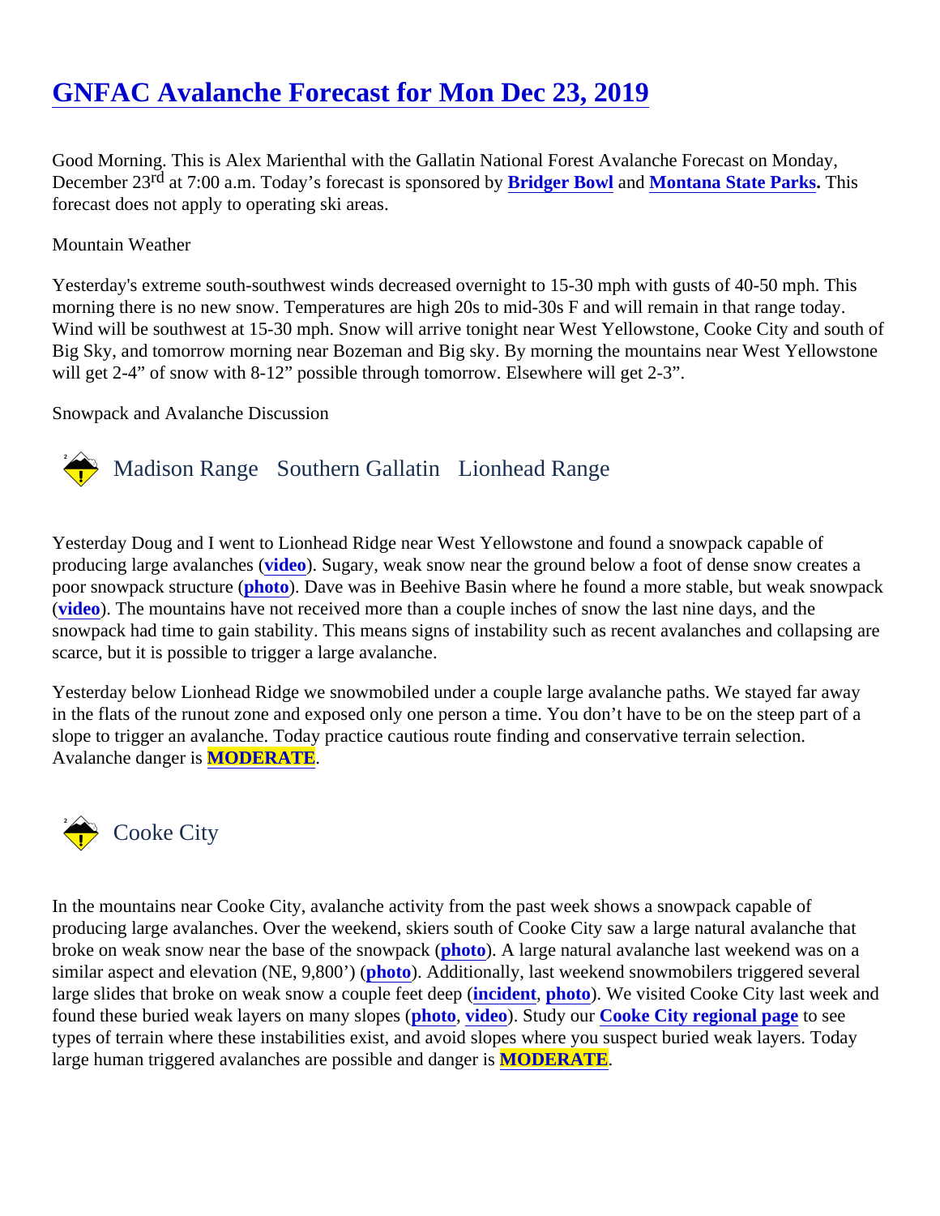# GNFAC Avalanche Forecast for Mon Dec 23, 2019

Good Morning. This is Alex Marienthal with the Gallatin National Forest Avalanche Forecast on Monday, December 23rd at 7:00 a.m. Today's forecast is sponsored by **Bridger Bowl** and **Montana State Parks**. This forecast does not apply to operating ski areas.

Mountain Weather

Yesterday's extreme south-southwest winds decreased overnight to 15-30 mph with gusts of 40-50 mph. This morning there is no new snow. Temperatures are high 20s to mid-30s F and will remain in that range today. Wind will be southwest at 15-30 mph. Snow will arrive tonight near West Yellowstone, Cooke City and south of Big Sky, and tomorrow morning near Bozeman and Big sky. By morning the mountains near West Yellowstone will get 2-4" of snow with 8-12" possible through tomorrow. Elsewhere will get 2-3".

Snowpack and Avalanche Discussion

## Madison Range Southern Gallatin Lionhead Range

Yesterday Doug and I went to Lionhead Ridge near West Yellowstone and found a snowpack capable of producing large avalanches (**video**). Sugary, weak snow near the ground below a foot of dense snow creates a poor snowpack structure (**photo**). Dave was in Beehive Basin where he found a more stable, but weak snowpack (**video**). The mountains have not received more than a couple inches of snow the last nine days, and the snowpack had time to gain stability. This means signs of instability such as recent avalanches and collapsing are scarce, but it is possible to trigger a large avalanche.

Yesterday below Lionhead Ridge we snowmobiled under a couple large avalanche paths. We stayed far away in the flats of the runout zone and exposed only one person a time. You don't have to be on the steep part of a slope to trigger an avalanche. Today practice cautious route finding and conservative terrain selection. Avalanche danger is MODERATE.

## Cooke City

In the mountains near Cooke City, avalanche activity from the past week shows a snowpack capable of producing large avalanches. Over the weekend, skiers south of Cooke City saw a large natural avalanche that broke on weak snow near the base of the snowpack (**photo**). A large natural avalanche last weekend was on a similar aspect and elevation (NE, 9,800') (**photo**). Additionally, last weekend snowmobilers triggered several large slides that broke on weak snow a couple feet deep (**incident**, **photo**). We visited Cooke City last week and found these buried weak layers on many slopes (**photo**, **video**). Study our **Cooke City regional page** to see types of terrain where these instabilities exist, and avoid slopes where you suspect buried weak layers. Today large human triggered avalanches are possible and danger is MODERATE.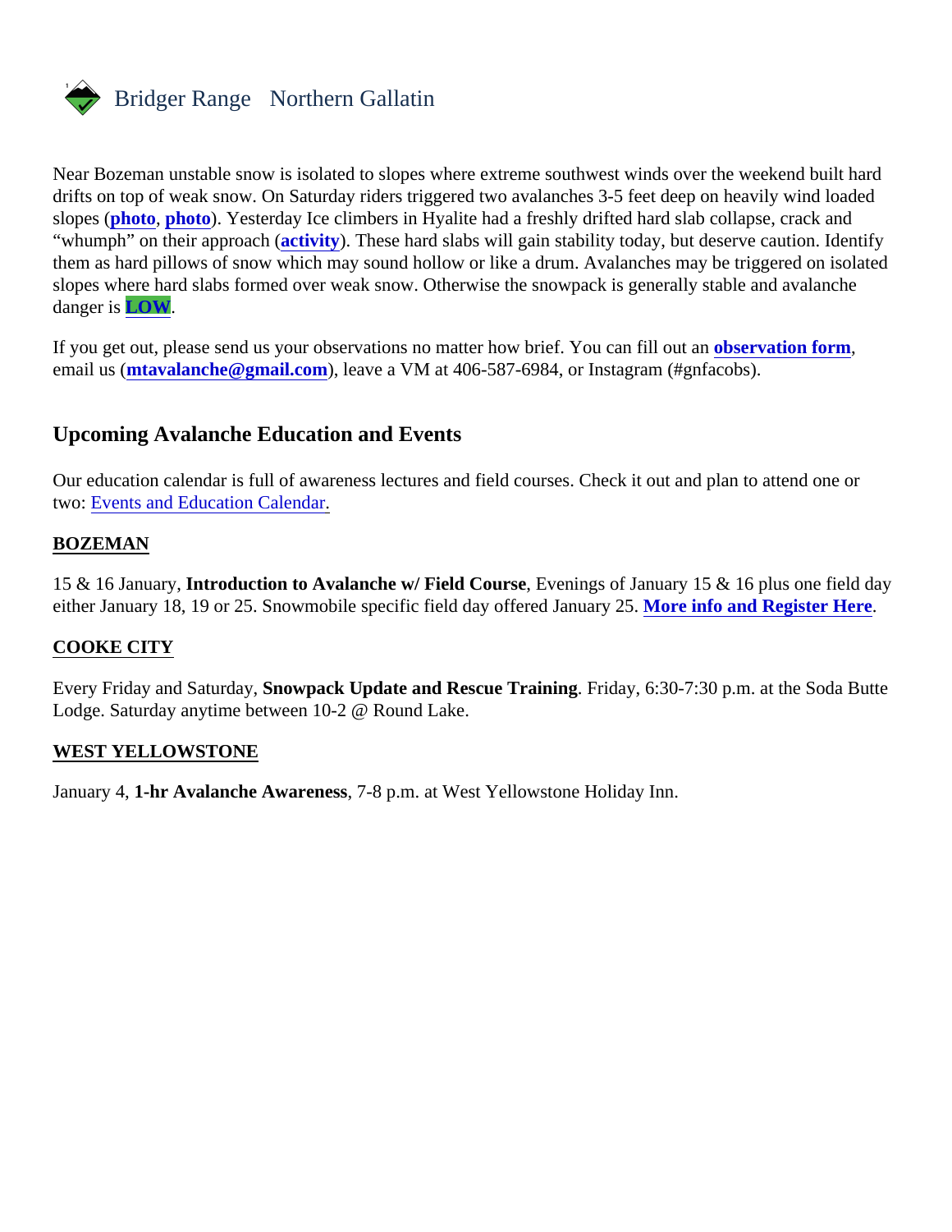Bridger Range   Northern Gallatin

Near Bozeman unstable snow is isolated to slopes where extreme southwest winds over the weekend built hard drifts on top of weak snow. On Saturday riders triggered two avalanches 3-5 feet deep on heavily wind loaded slopes (**photo**, **photo**). Yesterday Ice climbers in Hyalite had a freshly drifted hard slab collapse, crack and "whumph" on their approach (**activity**). These hard slabs will gain stability today, but deserve caution. Identify them as hard pillows of snow which may sound hollow or like a drum. Avalanches may be triggered on isolated slopes where hard slabs formed over weak snow. Otherwise the snowpack is generally stable and avalanche danger is **LOW**.

If you get out, please send us your observations no matter how brief. You can fill out an **observation form**, email us (**mtavalanche@gmail.com**), leave a VM at 406-587-6984, or Instagram (#gnfacobs).

## Upcoming Avalanche Education and Events

Our education calendar is full of awareness lectures and field courses. Check it out and plan to attend one or two: Events and Education Calendar.

### BOZEMAN

15 & 16 January, **Introduction to Avalanche w/ Field Course**, Evenings of January 15 & 16 plus one field day either January 18, 19 or 25. Snowmobile specific field day offered January 25. **More info and Register Here**.

### COOKE CITY

Every Friday and Saturday, **Snowpack Update and Rescue Training**. Friday, 6:30-7:30 p.m. at the Soda Butte Lodge. Saturday anytime between 10-2 @ Round Lake.

### WEST YELLOWSTONE

January 4, **1-hr Avalanche Awareness**, 7-8 p.m. at West Yellowstone Holiday Inn.